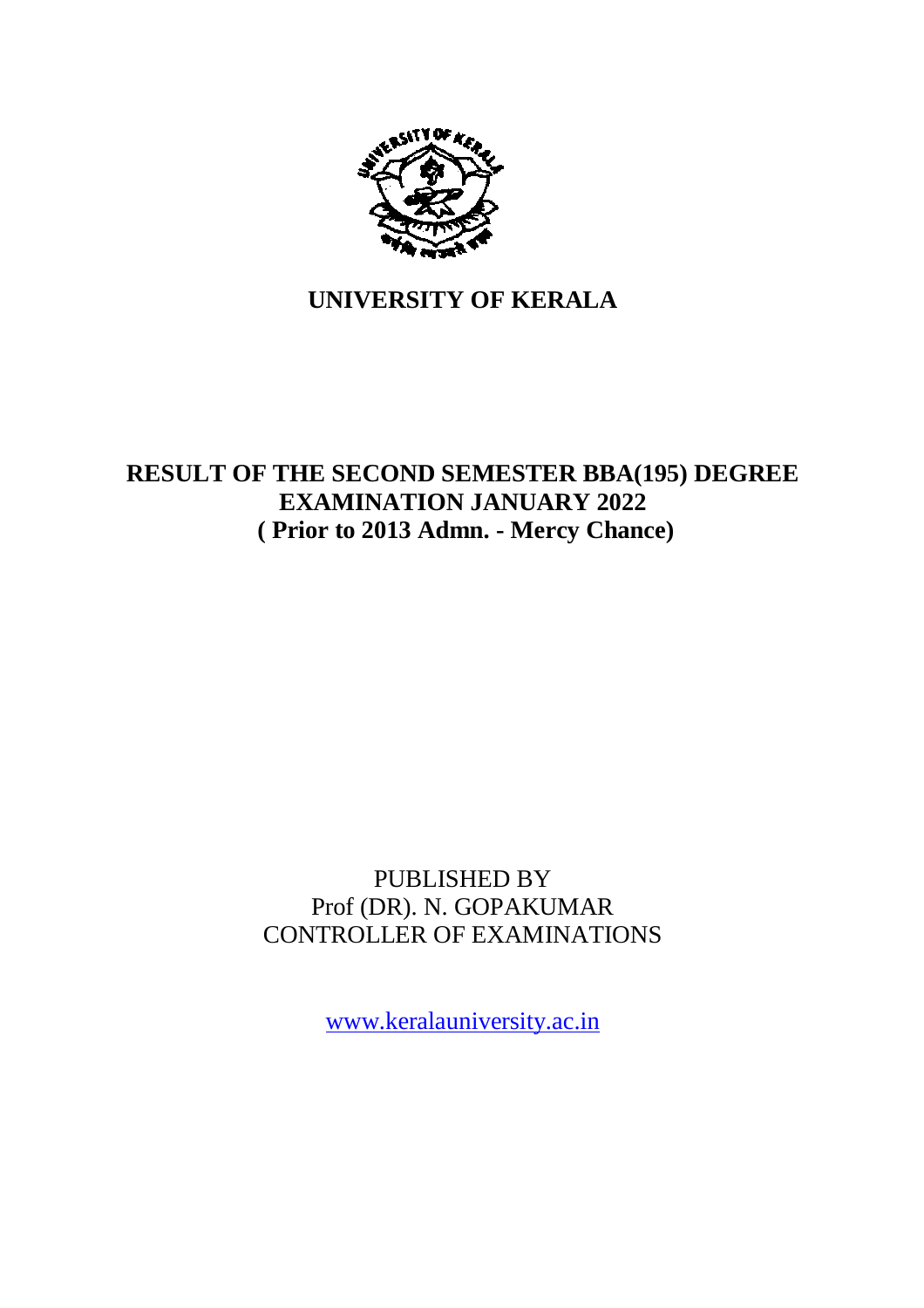# UNIVERSITY OF KERALA

## RESULT OF THE SECOND SEMESTER BBA(195) DEGREE EXAMINATION JANUARY 2022
## ( Prior to 2013 Admn. - Mercy Chance)

PUBLISHED BY
Prof (DR). N. GOPAKUMAR
CONTROLLER OF EXAMINATIONS

www.keralauniversity.ac.in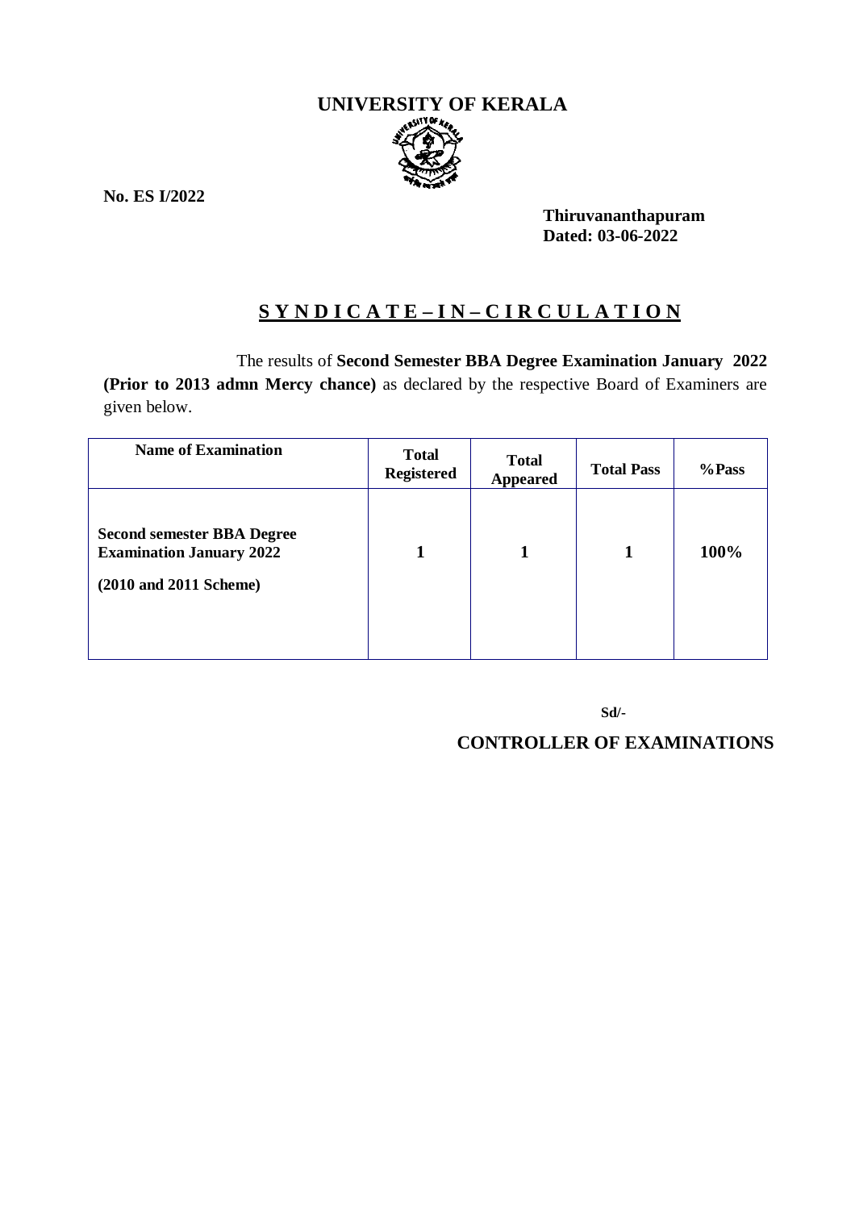# UNIVERSITY OF KERALA

**No. ES I/2022**

**Thiruvananthapuram**
**Dated: 03-06-2022**

## S Y N D I C A T E – I N – C I R C U L A T I O N

The results of **Second Semester BBA Degree Examination January 2022 (Prior to 2013 admn Mercy chance)** as declared by the respective Board of Examiners are given below.

| Name of Examination | Total Registered | Total Appeared | Total Pass | %Pass |
|---|---|---|---|---|
| **Second semester BBA Degree Examination January 2022 (2010 and 2011 Scheme)** | **1** | **1** | **1** | **100%** |

**Sd/-**

**CONTROLLER OF EXAMINATIONS**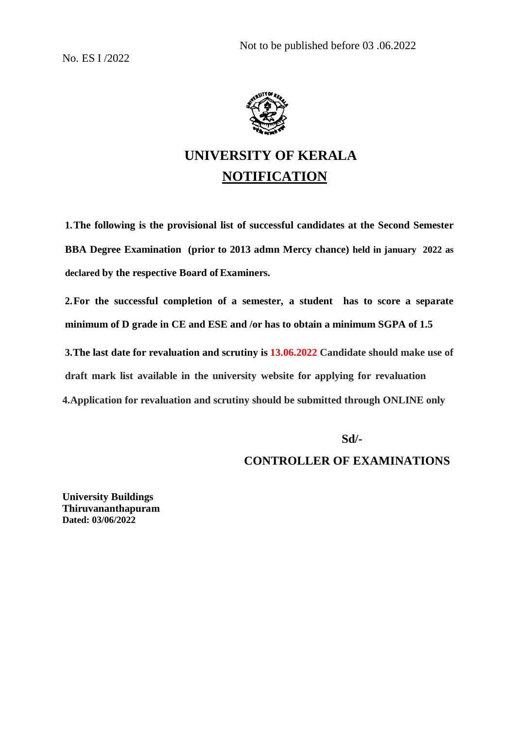Not to be published before 03 .06.2022

No. ES I /2022

# UNIVERSITY OF KERALA

## NOTIFICATION

**1. The following is the provisional list of successful candidates at the Second Semester BBA Degree Examination (prior to 2013 admn Mercy chance) held in january 2022 as declared by the respective Board of Examiners.**

**2. For the successful completion of a semester, a student has to score a separate minimum of D grade in CE and ESE and /or has to obtain a minimum SGPA of 1.5**

**3. The last date for revaluation and scrutiny is 13.06.2022 Candidate should make use of draft mark list available in the university website for applying for revaluation**

**4. Application for revaluation and scrutiny should be submitted through ONLINE only**

**Sd/-**

**CONTROLLER OF EXAMINATIONS**

**University Buildings**
**Thiruvananthapuram**
**Dated: 03/06/2022**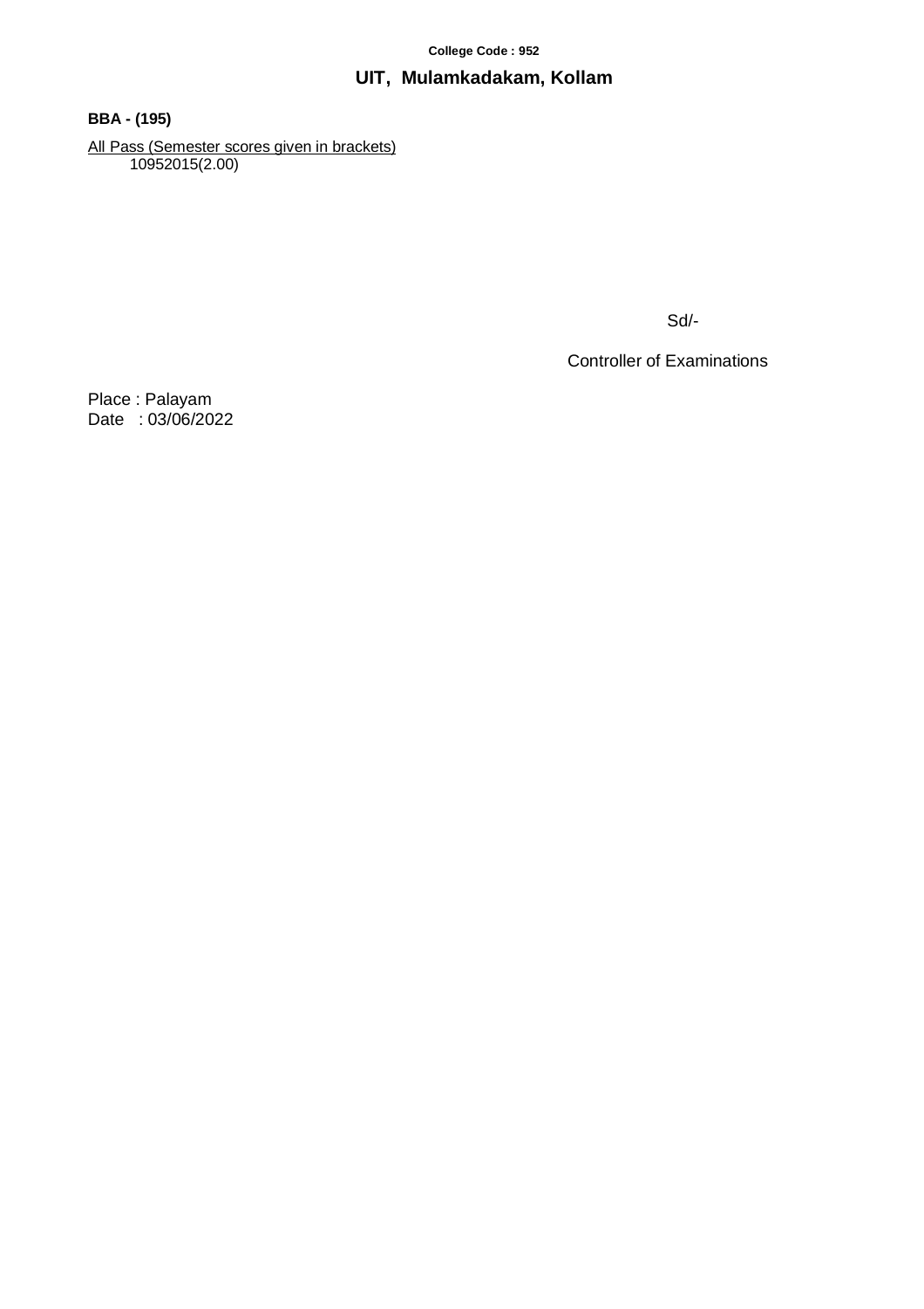College Code : 952

## UIT, Mulamkadakam, Kollam

**BBA - (195)**

All Pass (Semester scores given in brackets)
10952015(2.00)

Sd/-

Controller of Examinations

Place : Palayam
Date : 03/06/2022